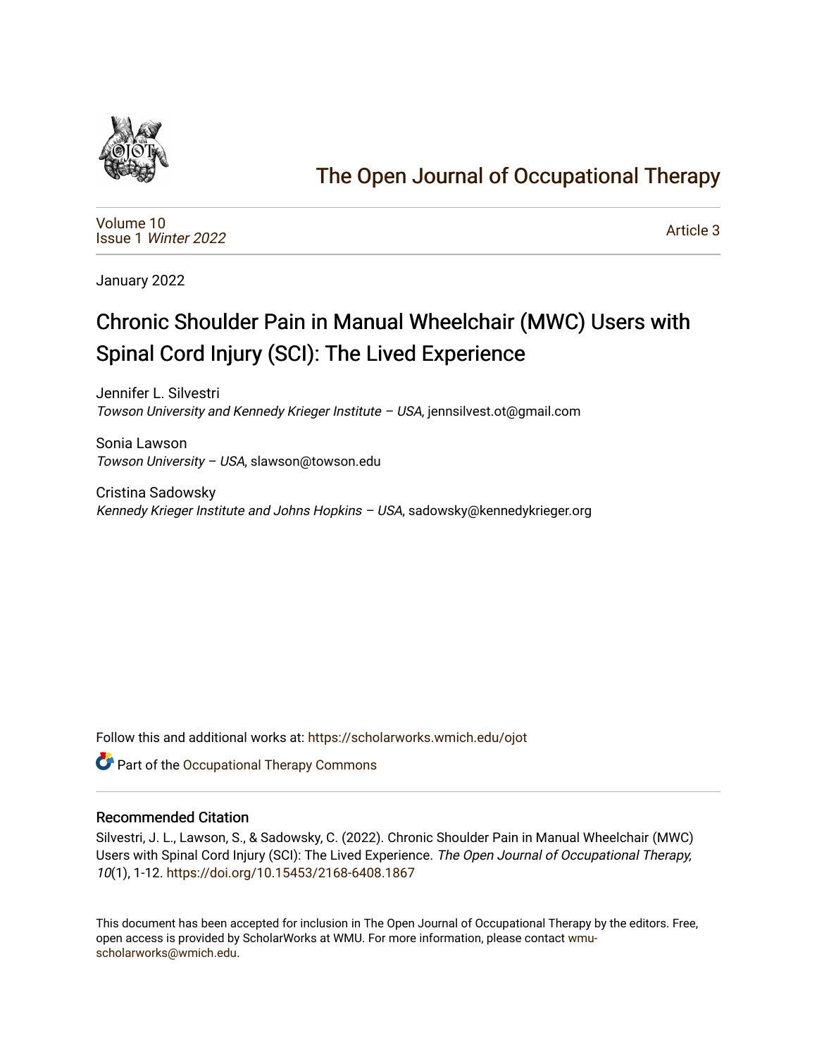# The Open Journal of Occupational Therapy

Volume 10
Issue 1 *Winter 2022*

Article 3

January 2022

## Chronic Shoulder Pain in Manual Wheelchair (MWC) Users with Spinal Cord Injury (SCI): The Lived Experience

Jennifer L. Silvestri
*Towson University and Kennedy Krieger Institute – USA*, jennsilvest.ot@gmail.com

Sonia Lawson
*Towson University – USA*, slawson@towson.edu

Cristina Sadowsky
*Kennedy Krieger Institute and Johns Hopkins – USA*, sadowsky@kennedykrieger.org

Follow this and additional works at: https://scholarworks.wmich.edu/ojot

Part of the Occupational Therapy Commons

### Recommended Citation

Silvestri, J. L., Lawson, S., & Sadowsky, C. (2022). Chronic Shoulder Pain in Manual Wheelchair (MWC) Users with Spinal Cord Injury (SCI): The Lived Experience. *The Open Journal of Occupational Therapy, 10*(1), 1-12. https://doi.org/10.15453/2168-6408.1867

This document has been accepted for inclusion in The Open Journal of Occupational Therapy by the editors. Free, open access is provided by ScholarWorks at WMU. For more information, please contact wmu-scholarworks@wmich.edu.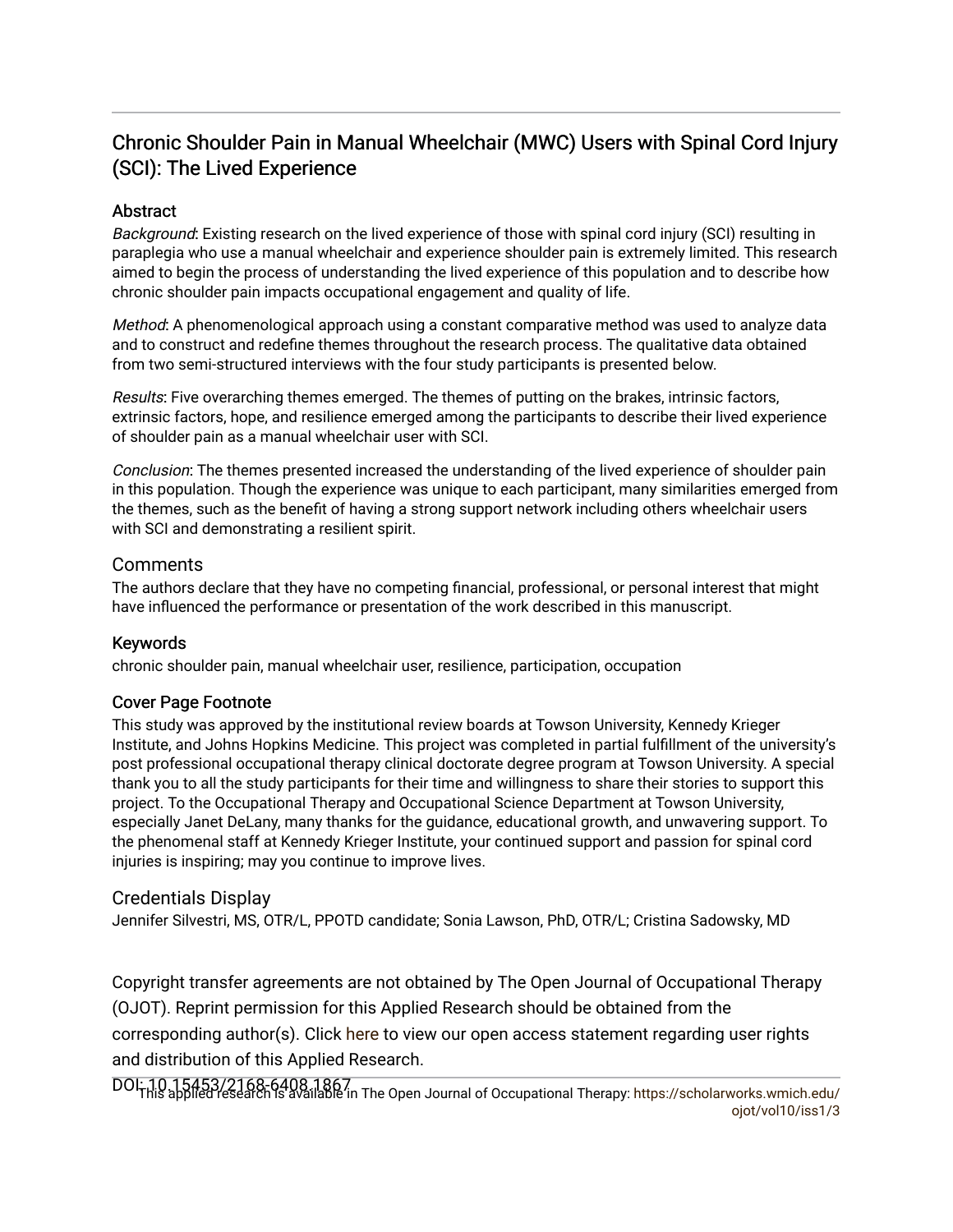# Chronic Shoulder Pain in Manual Wheelchair (MWC) Users with Spinal Cord Injury (SCI): The Lived Experience

## Abstract

*Background*: Existing research on the lived experience of those with spinal cord injury (SCI) resulting in paraplegia who use a manual wheelchair and experience shoulder pain is extremely limited. This research aimed to begin the process of understanding the lived experience of this population and to describe how chronic shoulder pain impacts occupational engagement and quality of life.

*Method*: A phenomenological approach using a constant comparative method was used to analyze data and to construct and redefine themes throughout the research process. The qualitative data obtained from two semi-structured interviews with the four study participants is presented below.

*Results*: Five overarching themes emerged. The themes of putting on the brakes, intrinsic factors, extrinsic factors, hope, and resilience emerged among the participants to describe their lived experience of shoulder pain as a manual wheelchair user with SCI.

*Conclusion*: The themes presented increased the understanding of the lived experience of shoulder pain in this population. Though the experience was unique to each participant, many similarities emerged from the themes, such as the benefit of having a strong support network including others wheelchair users with SCI and demonstrating a resilient spirit.

## Comments

The authors declare that they have no competing financial, professional, or personal interest that might have influenced the performance or presentation of the work described in this manuscript.

## Keywords

chronic shoulder pain, manual wheelchair user, resilience, participation, occupation

## Cover Page Footnote

This study was approved by the institutional review boards at Towson University, Kennedy Krieger Institute, and Johns Hopkins Medicine. This project was completed in partial fulfillment of the university's post professional occupational therapy clinical doctorate degree program at Towson University. A special thank you to all the study participants for their time and willingness to share their stories to support this project. To the Occupational Therapy and Occupational Science Department at Towson University, especially Janet DeLany, many thanks for the guidance, educational growth, and unwavering support. To the phenomenal staff at Kennedy Krieger Institute, your continued support and passion for spinal cord injuries is inspiring; may you continue to improve lives.

## Credentials Display

Jennifer Silvestri, MS, OTR/L, PPOTD candidate; Sonia Lawson, PhD, OTR/L; Cristina Sadowsky, MD

Copyright transfer agreements are not obtained by The Open Journal of Occupational Therapy (OJOT). Reprint permission for this Applied Research should be obtained from the corresponding author(s). Click here to view our open access statement regarding user rights and distribution of this Applied Research.

DOI: 10.15453/2168-6408.1867

This applied research is available in The Open Journal of Occupational Therapy: https://scholarworks.wmich.edu/ojot/vol10/iss1/3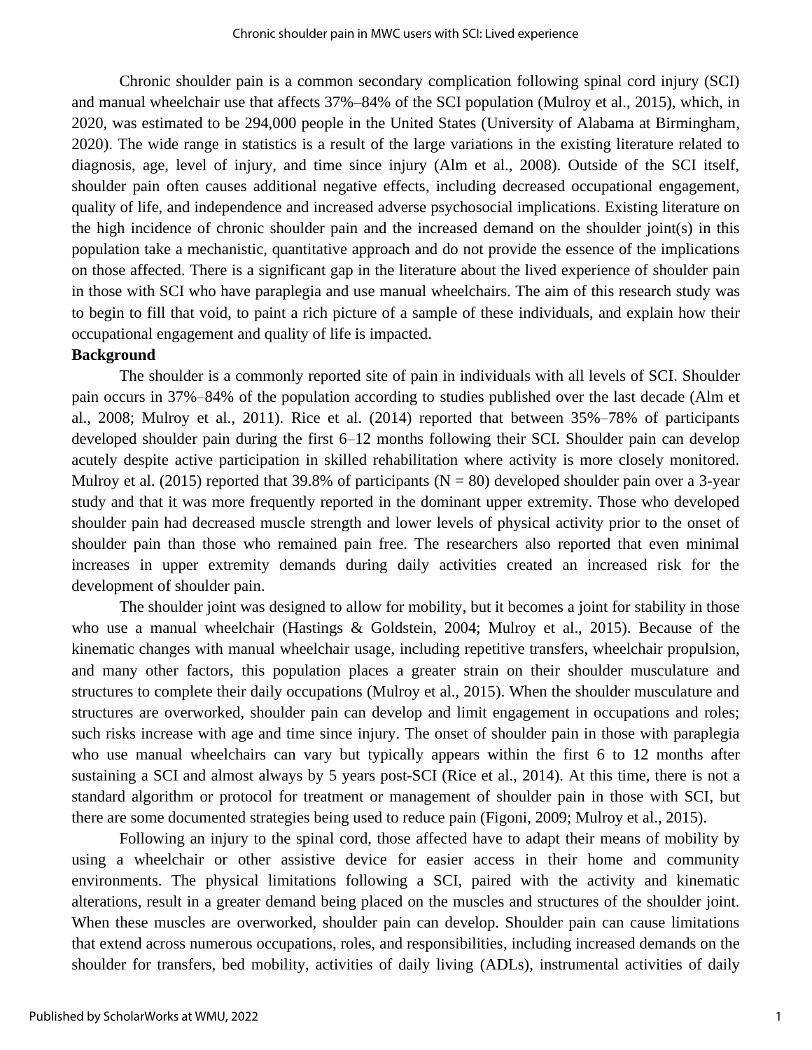Chronic shoulder pain is a common secondary complication following spinal cord injury (SCI) and manual wheelchair use that affects 37%–84% of the SCI population (Mulroy et al., 2015), which, in 2020, was estimated to be 294,000 people in the United States (University of Alabama at Birmingham, 2020). The wide range in statistics is a result of the large variations in the existing literature related to diagnosis, age, level of injury, and time since injury (Alm et al., 2008). Outside of the SCI itself, shoulder pain often causes additional negative effects, including decreased occupational engagement, quality of life, and independence and increased adverse psychosocial implications. Existing literature on the high incidence of chronic shoulder pain and the increased demand on the shoulder joint(s) in this population take a mechanistic, quantitative approach and do not provide the essence of the implications on those affected. There is a significant gap in the literature about the lived experience of shoulder pain in those with SCI who have paraplegia and use manual wheelchairs. The aim of this research study was to begin to fill that void, to paint a rich picture of a sample of these individuals, and explain how their occupational engagement and quality of life is impacted.

## Background

The shoulder is a commonly reported site of pain in individuals with all levels of SCI. Shoulder pain occurs in 37%–84% of the population according to studies published over the last decade (Alm et al., 2008; Mulroy et al., 2011). Rice et al. (2014) reported that between 35%–78% of participants developed shoulder pain during the first 6–12 months following their SCI. Shoulder pain can develop acutely despite active participation in skilled rehabilitation where activity is more closely monitored. Mulroy et al. (2015) reported that 39.8% of participants (N = 80) developed shoulder pain over a 3-year study and that it was more frequently reported in the dominant upper extremity. Those who developed shoulder pain had decreased muscle strength and lower levels of physical activity prior to the onset of shoulder pain than those who remained pain free. The researchers also reported that even minimal increases in upper extremity demands during daily activities created an increased risk for the development of shoulder pain.

The shoulder joint was designed to allow for mobility, but it becomes a joint for stability in those who use a manual wheelchair (Hastings & Goldstein, 2004; Mulroy et al., 2015). Because of the kinematic changes with manual wheelchair usage, including repetitive transfers, wheelchair propulsion, and many other factors, this population places a greater strain on their shoulder musculature and structures to complete their daily occupations (Mulroy et al., 2015). When the shoulder musculature and structures are overworked, shoulder pain can develop and limit engagement in occupations and roles; such risks increase with age and time since injury. The onset of shoulder pain in those with paraplegia who use manual wheelchairs can vary but typically appears within the first 6 to 12 months after sustaining a SCI and almost always by 5 years post-SCI (Rice et al., 2014). At this time, there is not a standard algorithm or protocol for treatment or management of shoulder pain in those with SCI, but there are some documented strategies being used to reduce pain (Figoni, 2009; Mulroy et al., 2015).

Following an injury to the spinal cord, those affected have to adapt their means of mobility by using a wheelchair or other assistive device for easier access in their home and community environments. The physical limitations following a SCI, paired with the activity and kinematic alterations, result in a greater demand being placed on the muscles and structures of the shoulder joint. When these muscles are overworked, shoulder pain can develop. Shoulder pain can cause limitations that extend across numerous occupations, roles, and responsibilities, including increased demands on the shoulder for transfers, bed mobility, activities of daily living (ADLs), instrumental activities of daily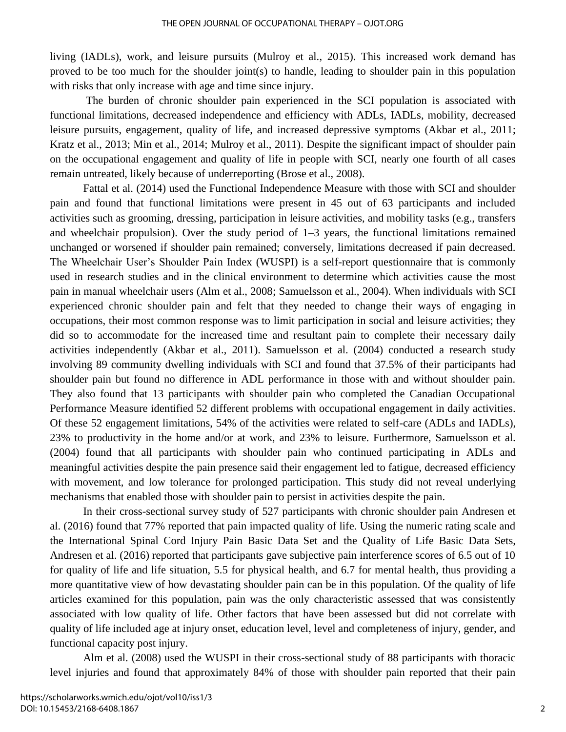living (IADLs), work, and leisure pursuits (Mulroy et al., 2015). This increased work demand has proved to be too much for the shoulder joint(s) to handle, leading to shoulder pain in this population with risks that only increase with age and time since injury.

The burden of chronic shoulder pain experienced in the SCI population is associated with functional limitations, decreased independence and efficiency with ADLs, IADLs, mobility, decreased leisure pursuits, engagement, quality of life, and increased depressive symptoms (Akbar et al., 2011; Kratz et al., 2013; Min et al., 2014; Mulroy et al., 2011). Despite the significant impact of shoulder pain on the occupational engagement and quality of life in people with SCI, nearly one fourth of all cases remain untreated, likely because of underreporting (Brose et al., 2008).

Fattal et al. (2014) used the Functional Independence Measure with those with SCI and shoulder pain and found that functional limitations were present in 45 out of 63 participants and included activities such as grooming, dressing, participation in leisure activities, and mobility tasks (e.g., transfers and wheelchair propulsion). Over the study period of 1–3 years, the functional limitations remained unchanged or worsened if shoulder pain remained; conversely, limitations decreased if pain decreased. The Wheelchair User's Shoulder Pain Index (WUSPI) is a self-report questionnaire that is commonly used in research studies and in the clinical environment to determine which activities cause the most pain in manual wheelchair users (Alm et al., 2008; Samuelsson et al., 2004). When individuals with SCI experienced chronic shoulder pain and felt that they needed to change their ways of engaging in occupations, their most common response was to limit participation in social and leisure activities; they did so to accommodate for the increased time and resultant pain to complete their necessary daily activities independently (Akbar et al., 2011). Samuelsson et al. (2004) conducted a research study involving 89 community dwelling individuals with SCI and found that 37.5% of their participants had shoulder pain but found no difference in ADL performance in those with and without shoulder pain. They also found that 13 participants with shoulder pain who completed the Canadian Occupational Performance Measure identified 52 different problems with occupational engagement in daily activities. Of these 52 engagement limitations, 54% of the activities were related to self-care (ADLs and IADLs), 23% to productivity in the home and/or at work, and 23% to leisure. Furthermore, Samuelsson et al. (2004) found that all participants with shoulder pain who continued participating in ADLs and meaningful activities despite the pain presence said their engagement led to fatigue, decreased efficiency with movement, and low tolerance for prolonged participation. This study did not reveal underlying mechanisms that enabled those with shoulder pain to persist in activities despite the pain.

In their cross-sectional survey study of 527 participants with chronic shoulder pain Andresen et al. (2016) found that 77% reported that pain impacted quality of life. Using the numeric rating scale and the International Spinal Cord Injury Pain Basic Data Set and the Quality of Life Basic Data Sets, Andresen et al. (2016) reported that participants gave subjective pain interference scores of 6.5 out of 10 for quality of life and life situation, 5.5 for physical health, and 6.7 for mental health, thus providing a more quantitative view of how devastating shoulder pain can be in this population. Of the quality of life articles examined for this population, pain was the only characteristic assessed that was consistently associated with low quality of life. Other factors that have been assessed but did not correlate with quality of life included age at injury onset, education level, level and completeness of injury, gender, and functional capacity post injury.

Alm et al. (2008) used the WUSPI in their cross-sectional study of 88 participants with thoracic level injuries and found that approximately 84% of those with shoulder pain reported that their pain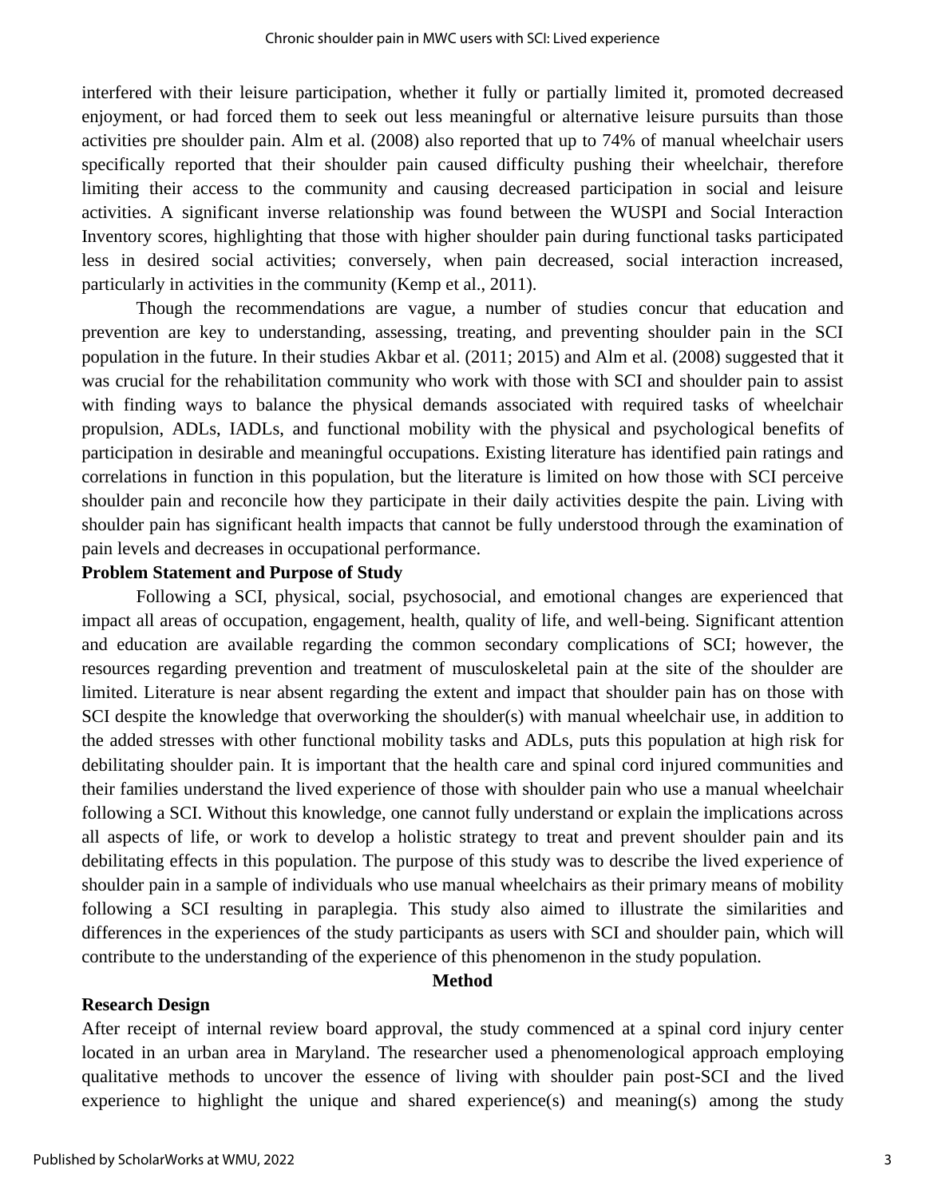interfered with their leisure participation, whether it fully or partially limited it, promoted decreased enjoyment, or had forced them to seek out less meaningful or alternative leisure pursuits than those activities pre shoulder pain. Alm et al. (2008) also reported that up to 74% of manual wheelchair users specifically reported that their shoulder pain caused difficulty pushing their wheelchair, therefore limiting their access to the community and causing decreased participation in social and leisure activities. A significant inverse relationship was found between the WUSPI and Social Interaction Inventory scores, highlighting that those with higher shoulder pain during functional tasks participated less in desired social activities; conversely, when pain decreased, social interaction increased, particularly in activities in the community (Kemp et al., 2011).

Though the recommendations are vague, a number of studies concur that education and prevention are key to understanding, assessing, treating, and preventing shoulder pain in the SCI population in the future. In their studies Akbar et al. (2011; 2015) and Alm et al. (2008) suggested that it was crucial for the rehabilitation community who work with those with SCI and shoulder pain to assist with finding ways to balance the physical demands associated with required tasks of wheelchair propulsion, ADLs, IADLs, and functional mobility with the physical and psychological benefits of participation in desirable and meaningful occupations. Existing literature has identified pain ratings and correlations in function in this population, but the literature is limited on how those with SCI perceive shoulder pain and reconcile how they participate in their daily activities despite the pain. Living with shoulder pain has significant health impacts that cannot be fully understood through the examination of pain levels and decreases in occupational performance.

**Problem Statement and Purpose of Study**

Following a SCI, physical, social, psychosocial, and emotional changes are experienced that impact all areas of occupation, engagement, health, quality of life, and well-being. Significant attention and education are available regarding the common secondary complications of SCI; however, the resources regarding prevention and treatment of musculoskeletal pain at the site of the shoulder are limited. Literature is near absent regarding the extent and impact that shoulder pain has on those with SCI despite the knowledge that overworking the shoulder(s) with manual wheelchair use, in addition to the added stresses with other functional mobility tasks and ADLs, puts this population at high risk for debilitating shoulder pain. It is important that the health care and spinal cord injured communities and their families understand the lived experience of those with shoulder pain who use a manual wheelchair following a SCI. Without this knowledge, one cannot fully understand or explain the implications across all aspects of life, or work to develop a holistic strategy to treat and prevent shoulder pain and its debilitating effects in this population. The purpose of this study was to describe the lived experience of shoulder pain in a sample of individuals who use manual wheelchairs as their primary means of mobility following a SCI resulting in paraplegia. This study also aimed to illustrate the similarities and differences in the experiences of the study participants as users with SCI and shoulder pain, which will contribute to the understanding of the experience of this phenomenon in the study population.

## Method

**Research Design**

After receipt of internal review board approval, the study commenced at a spinal cord injury center located in an urban area in Maryland. The researcher used a phenomenological approach employing qualitative methods to uncover the essence of living with shoulder pain post-SCI and the lived experience to highlight the unique and shared experience(s) and meaning(s) among the study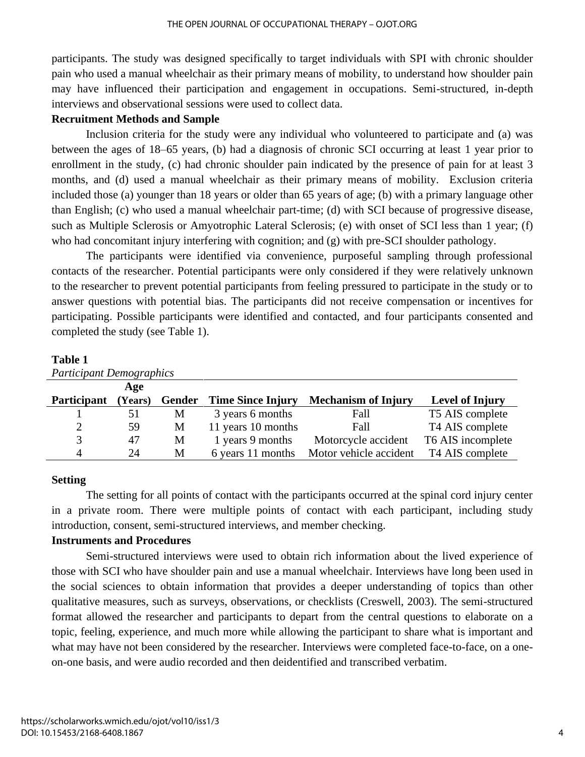participants. The study was designed specifically to target individuals with SPI with chronic shoulder pain who used a manual wheelchair as their primary means of mobility, to understand how shoulder pain may have influenced their participation and engagement in occupations. Semi-structured, in-depth interviews and observational sessions were used to collect data.

**Recruitment Methods and Sample**

Inclusion criteria for the study were any individual who volunteered to participate and (a) was between the ages of 18–65 years, (b) had a diagnosis of chronic SCI occurring at least 1 year prior to enrollment in the study, (c) had chronic shoulder pain indicated by the presence of pain for at least 3 months, and (d) used a manual wheelchair as their primary means of mobility. Exclusion criteria included those (a) younger than 18 years or older than 65 years of age; (b) with a primary language other than English; (c) who used a manual wheelchair part-time; (d) with SCI because of progressive disease, such as Multiple Sclerosis or Amyotrophic Lateral Sclerosis; (e) with onset of SCI less than 1 year; (f) who had concomitant injury interfering with cognition; and (g) with pre-SCI shoulder pathology.

The participants were identified via convenience, purposeful sampling through professional contacts of the researcher. Potential participants were only considered if they were relatively unknown to the researcher to prevent potential participants from feeling pressured to participate in the study or to answer questions with potential bias. The participants did not receive compensation or incentives for participating. Possible participants were identified and contacted, and four participants consented and completed the study (see Table 1).

**Table 1**

*Participant Demographics*

| Participant | Age (Years) | Gender | Time Since Injury | Mechanism of Injury | Level of Injury |
|---|---|---|---|---|---|
| 1 | 51 | M | 3 years 6 months | Fall | T5 AIS complete |
| 2 | 59 | M | 11 years 10 months | Fall | T4 AIS complete |
| 3 | 47 | M | 1 years 9 months | Motorcycle accident | T6 AIS incomplete |
| 4 | 24 | M | 6 years 11 months | Motor vehicle accident | T4 AIS complete |

**Setting**

The setting for all points of contact with the participants occurred at the spinal cord injury center in a private room. There were multiple points of contact with each participant, including study introduction, consent, semi-structured interviews, and member checking.

**Instruments and Procedures**

Semi-structured interviews were used to obtain rich information about the lived experience of those with SCI who have shoulder pain and use a manual wheelchair. Interviews have long been used in the social sciences to obtain information that provides a deeper understanding of topics than other qualitative measures, such as surveys, observations, or checklists (Creswell, 2003). The semi-structured format allowed the researcher and participants to depart from the central questions to elaborate on a topic, feeling, experience, and much more while allowing the participant to share what is important and what may have not been considered by the researcher. Interviews were completed face-to-face, on a one-on-one basis, and were audio recorded and then deidentified and transcribed verbatim.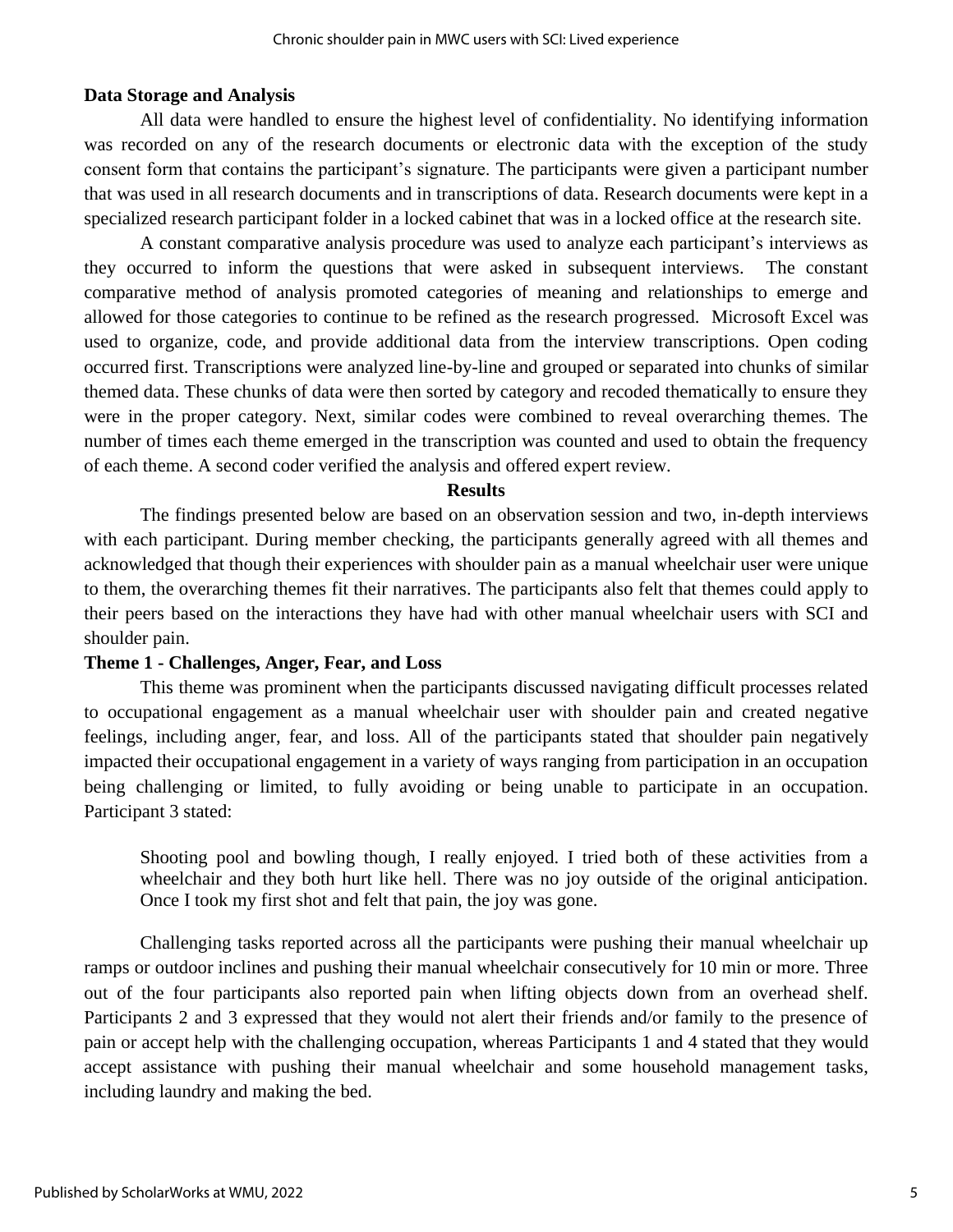### Data Storage and Analysis

All data were handled to ensure the highest level of confidentiality. No identifying information was recorded on any of the research documents or electronic data with the exception of the study consent form that contains the participant's signature. The participants were given a participant number that was used in all research documents and in transcriptions of data. Research documents were kept in a specialized research participant folder in a locked cabinet that was in a locked office at the research site.

A constant comparative analysis procedure was used to analyze each participant's interviews as they occurred to inform the questions that were asked in subsequent interviews. The constant comparative method of analysis promoted categories of meaning and relationships to emerge and allowed for those categories to continue to be refined as the research progressed. Microsoft Excel was used to organize, code, and provide additional data from the interview transcriptions. Open coding occurred first. Transcriptions were analyzed line-by-line and grouped or separated into chunks of similar themed data. These chunks of data were then sorted by category and recoded thematically to ensure they were in the proper category. Next, similar codes were combined to reveal overarching themes. The number of times each theme emerged in the transcription was counted and used to obtain the frequency of each theme. A second coder verified the analysis and offered expert review.

## Results

The findings presented below are based on an observation session and two, in-depth interviews with each participant. During member checking, the participants generally agreed with all themes and acknowledged that though their experiences with shoulder pain as a manual wheelchair user were unique to them, the overarching themes fit their narratives. The participants also felt that themes could apply to their peers based on the interactions they have had with other manual wheelchair users with SCI and shoulder pain.

### Theme 1 - Challenges, Anger, Fear, and Loss

This theme was prominent when the participants discussed navigating difficult processes related to occupational engagement as a manual wheelchair user with shoulder pain and created negative feelings, including anger, fear, and loss. All of the participants stated that shoulder pain negatively impacted their occupational engagement in a variety of ways ranging from participation in an occupation being challenging or limited, to fully avoiding or being unable to participate in an occupation. Participant 3 stated:

> Shooting pool and bowling though, I really enjoyed. I tried both of these activities from a wheelchair and they both hurt like hell. There was no joy outside of the original anticipation. Once I took my first shot and felt that pain, the joy was gone.

Challenging tasks reported across all the participants were pushing their manual wheelchair up ramps or outdoor inclines and pushing their manual wheelchair consecutively for 10 min or more. Three out of the four participants also reported pain when lifting objects down from an overhead shelf. Participants 2 and 3 expressed that they would not alert their friends and/or family to the presence of pain or accept help with the challenging occupation, whereas Participants 1 and 4 stated that they would accept assistance with pushing their manual wheelchair and some household management tasks, including laundry and making the bed.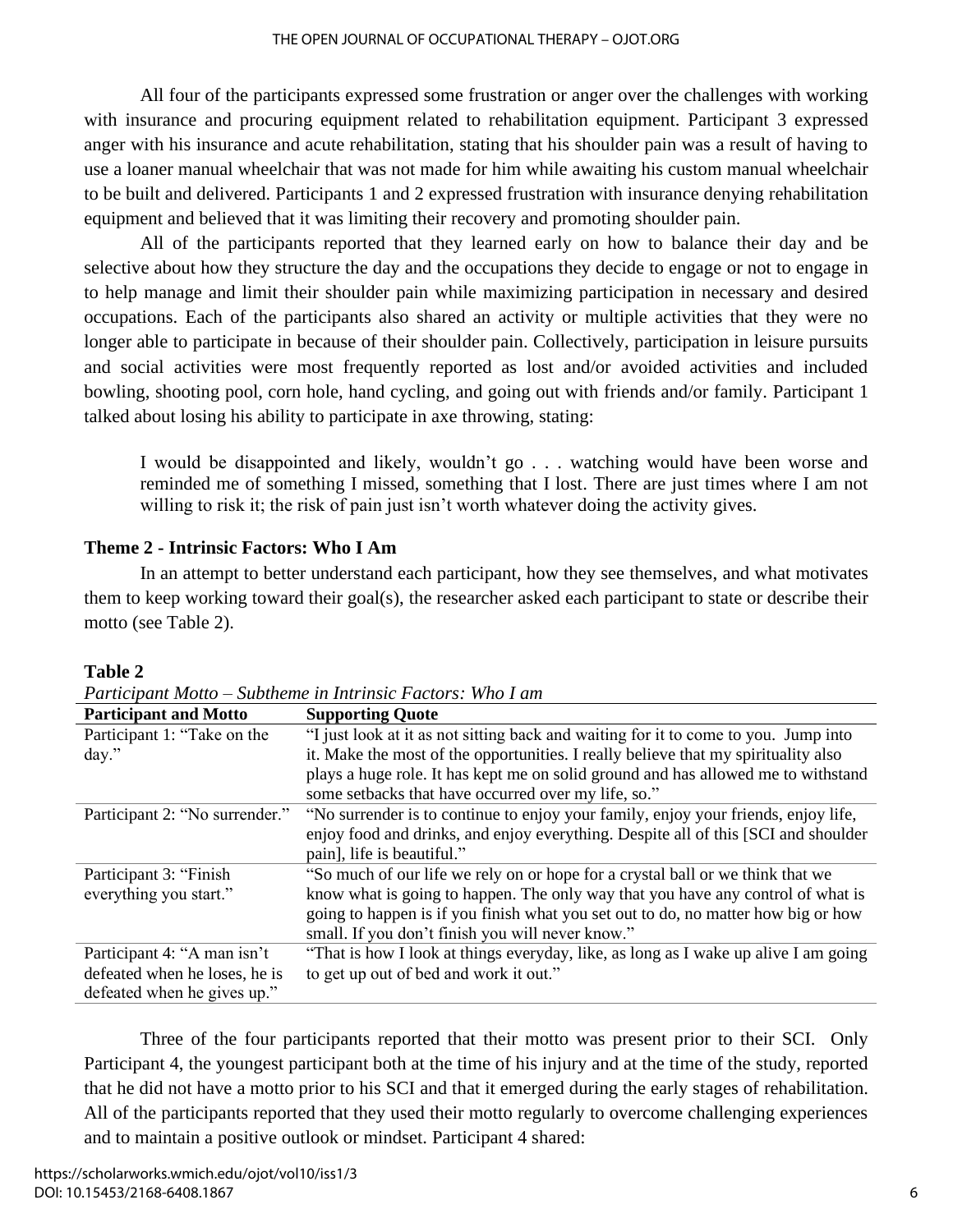All four of the participants expressed some frustration or anger over the challenges with working with insurance and procuring equipment related to rehabilitation equipment. Participant 3 expressed anger with his insurance and acute rehabilitation, stating that his shoulder pain was a result of having to use a loaner manual wheelchair that was not made for him while awaiting his custom manual wheelchair to be built and delivered. Participants 1 and 2 expressed frustration with insurance denying rehabilitation equipment and believed that it was limiting their recovery and promoting shoulder pain.

All of the participants reported that they learned early on how to balance their day and be selective about how they structure the day and the occupations they decide to engage or not to engage in to help manage and limit their shoulder pain while maximizing participation in necessary and desired occupations. Each of the participants also shared an activity or multiple activities that they were no longer able to participate in because of their shoulder pain. Collectively, participation in leisure pursuits and social activities were most frequently reported as lost and/or avoided activities and included bowling, shooting pool, corn hole, hand cycling, and going out with friends and/or family. Participant 1 talked about losing his ability to participate in axe throwing, stating:

> I would be disappointed and likely, wouldn't go . . . watching would have been worse and reminded me of something I missed, something that I lost. There are just times where I am not willing to risk it; the risk of pain just isn't worth whatever doing the activity gives.

### Theme 2 - Intrinsic Factors: Who I Am

In an attempt to better understand each participant, how they see themselves, and what motivates them to keep working toward their goal(s), the researcher asked each participant to state or describe their motto (see Table 2).

**Table 2**

*Participant Motto – Subtheme in Intrinsic Factors: Who I am*

| Participant and Motto | Supporting Quote |
|---|---|
| Participant 1: "Take on the day." | "I just look at it as not sitting back and waiting for it to come to you. Jump into it. Make the most of the opportunities. I really believe that my spirituality also plays a huge role. It has kept me on solid ground and has allowed me to withstand some setbacks that have occurred over my life, so." |
| Participant 2: "No surrender." | "No surrender is to continue to enjoy your family, enjoy your friends, enjoy life, enjoy food and drinks, and enjoy everything. Despite all of this [SCI and shoulder pain], life is beautiful." |
| Participant 3: "Finish everything you start." | "So much of our life we rely on or hope for a crystal ball or we think that we know what is going to happen. The only way that you have any control of what is going to happen is if you finish what you set out to do, no matter how big or how small. If you don't finish you will never know." |
| Participant 4: "A man isn't defeated when he loses, he is defeated when he gives up." | "That is how I look at things everyday, like, as long as I wake up alive I am going to get up out of bed and work it out." |

Three of the four participants reported that their motto was present prior to their SCI. Only Participant 4, the youngest participant both at the time of his injury and at the time of the study, reported that he did not have a motto prior to his SCI and that it emerged during the early stages of rehabilitation. All of the participants reported that they used their motto regularly to overcome challenging experiences and to maintain a positive outlook or mindset. Participant 4 shared: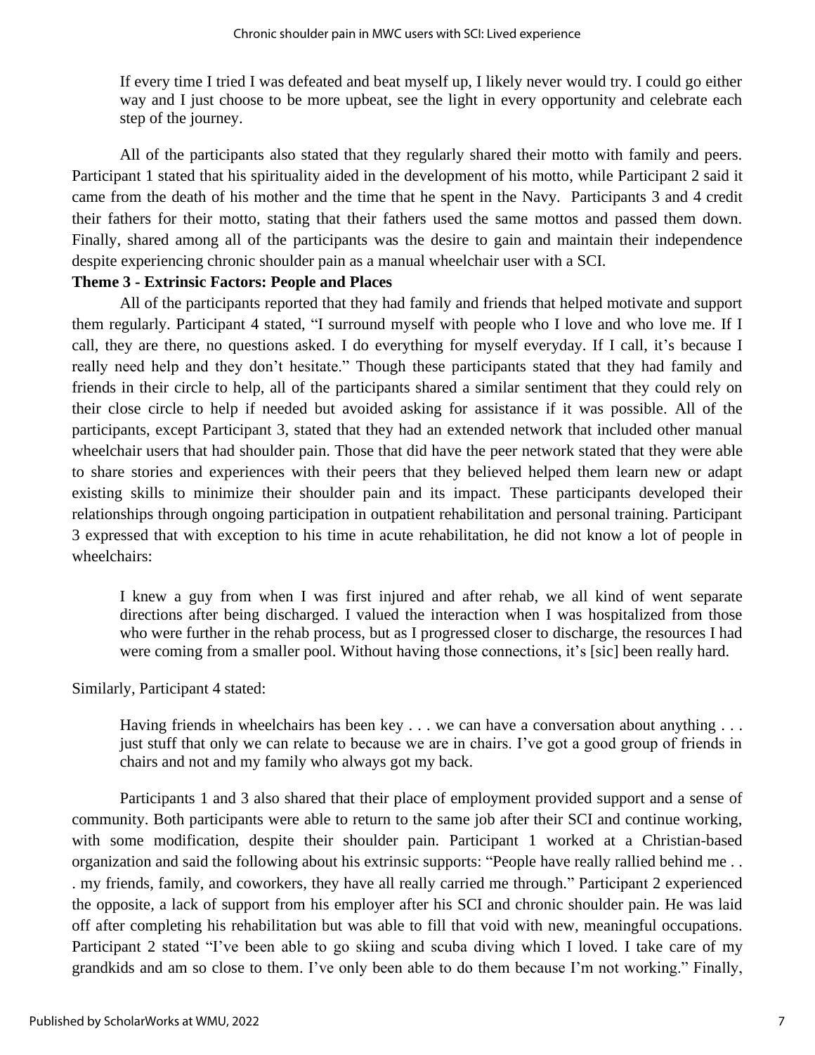> If every time I tried I was defeated and beat myself up, I likely never would try. I could go either way and I just choose to be more upbeat, see the light in every opportunity and celebrate each step of the journey.

All of the participants also stated that they regularly shared their motto with family and peers. Participant 1 stated that his spirituality aided in the development of his motto, while Participant 2 said it came from the death of his mother and the time that he spent in the Navy. Participants 3 and 4 credit their fathers for their motto, stating that their fathers used the same mottos and passed them down. Finally, shared among all of the participants was the desire to gain and maintain their independence despite experiencing chronic shoulder pain as a manual wheelchair user with a SCI.

**Theme 3 - Extrinsic Factors: People and Places**

All of the participants reported that they had family and friends that helped motivate and support them regularly. Participant 4 stated, "I surround myself with people who I love and who love me. If I call, they are there, no questions asked. I do everything for myself everyday. If I call, it's because I really need help and they don't hesitate." Though these participants stated that they had family and friends in their circle to help, all of the participants shared a similar sentiment that they could rely on their close circle to help if needed but avoided asking for assistance if it was possible. All of the participants, except Participant 3, stated that they had an extended network that included other manual wheelchair users that had shoulder pain. Those that did have the peer network stated that they were able to share stories and experiences with their peers that they believed helped them learn new or adapt existing skills to minimize their shoulder pain and its impact. These participants developed their relationships through ongoing participation in outpatient rehabilitation and personal training. Participant 3 expressed that with exception to his time in acute rehabilitation, he did not know a lot of people in wheelchairs:

> I knew a guy from when I was first injured and after rehab, we all kind of went separate directions after being discharged. I valued the interaction when I was hospitalized from those who were further in the rehab process, but as I progressed closer to discharge, the resources I had were coming from a smaller pool. Without having those connections, it's [sic] been really hard.

Similarly, Participant 4 stated:

> Having friends in wheelchairs has been key . . . we can have a conversation about anything . . . just stuff that only we can relate to because we are in chairs. I've got a good group of friends in chairs and not and my family who always got my back.

Participants 1 and 3 also shared that their place of employment provided support and a sense of community. Both participants were able to return to the same job after their SCI and continue working, with some modification, despite their shoulder pain. Participant 1 worked at a Christian-based organization and said the following about his extrinsic supports: "People have really rallied behind me . . . my friends, family, and coworkers, they have all really carried me through." Participant 2 experienced the opposite, a lack of support from his employer after his SCI and chronic shoulder pain. He was laid off after completing his rehabilitation but was able to fill that void with new, meaningful occupations. Participant 2 stated "I've been able to go skiing and scuba diving which I loved. I take care of my grandkids and am so close to them. I've only been able to do them because I'm not working." Finally,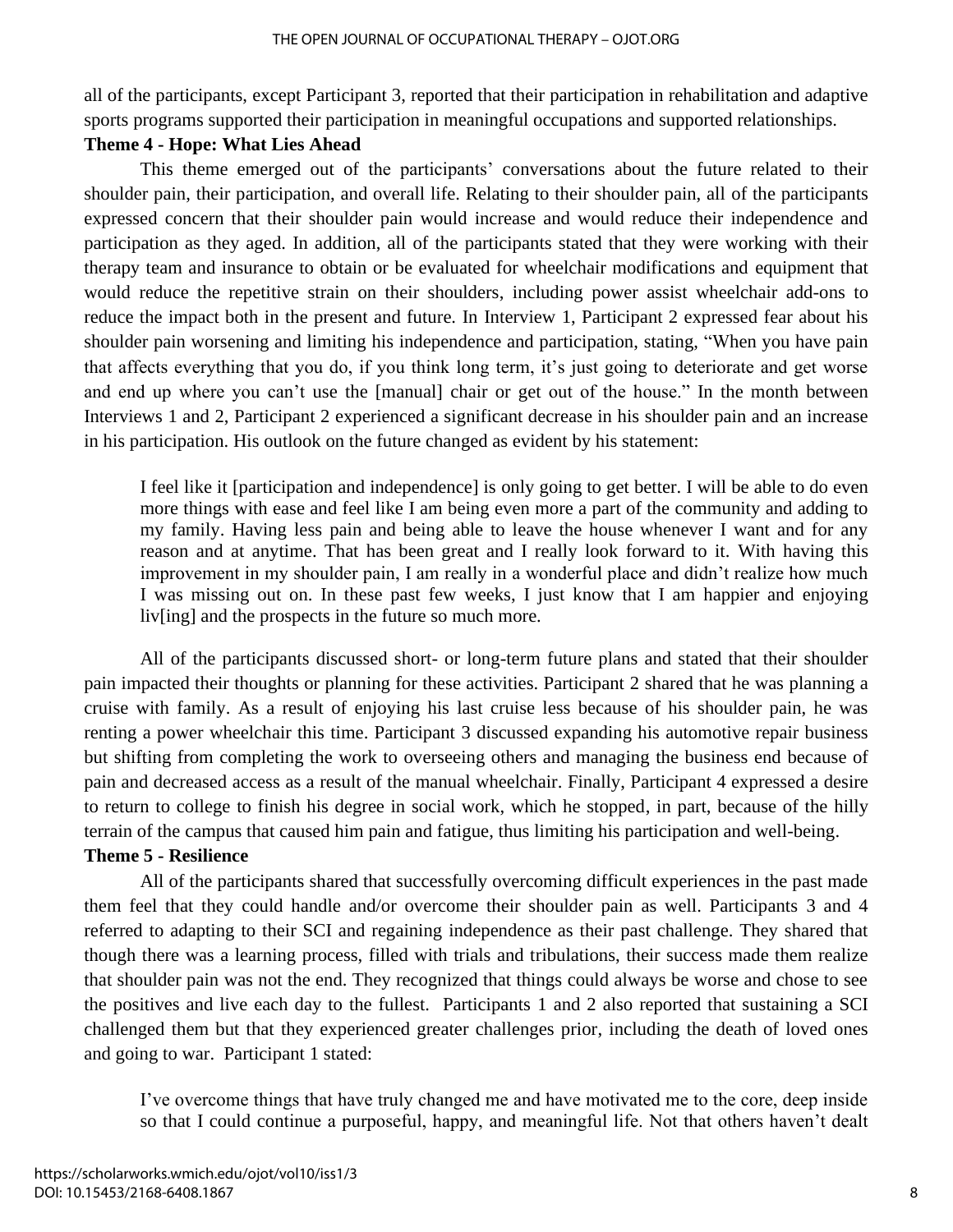all of the participants, except Participant 3, reported that their participation in rehabilitation and adaptive sports programs supported their participation in meaningful occupations and supported relationships.

**Theme 4 - Hope: What Lies Ahead**

This theme emerged out of the participants' conversations about the future related to their shoulder pain, their participation, and overall life. Relating to their shoulder pain, all of the participants expressed concern that their shoulder pain would increase and would reduce their independence and participation as they aged. In addition, all of the participants stated that they were working with their therapy team and insurance to obtain or be evaluated for wheelchair modifications and equipment that would reduce the repetitive strain on their shoulders, including power assist wheelchair add-ons to reduce the impact both in the present and future. In Interview 1, Participant 2 expressed fear about his shoulder pain worsening and limiting his independence and participation, stating, "When you have pain that affects everything that you do, if you think long term, it's just going to deteriorate and get worse and end up where you can't use the [manual] chair or get out of the house." In the month between Interviews 1 and 2, Participant 2 experienced a significant decrease in his shoulder pain and an increase in his participation. His outlook on the future changed as evident by his statement:

> I feel like it [participation and independence] is only going to get better. I will be able to do even more things with ease and feel like I am being even more a part of the community and adding to my family. Having less pain and being able to leave the house whenever I want and for any reason and at anytime. That has been great and I really look forward to it. With having this improvement in my shoulder pain, I am really in a wonderful place and didn't realize how much I was missing out on. In these past few weeks, I just know that I am happier and enjoying liv[ing] and the prospects in the future so much more.

All of the participants discussed short- or long-term future plans and stated that their shoulder pain impacted their thoughts or planning for these activities. Participant 2 shared that he was planning a cruise with family. As a result of enjoying his last cruise less because of his shoulder pain, he was renting a power wheelchair this time. Participant 3 discussed expanding his automotive repair business but shifting from completing the work to overseeing others and managing the business end because of pain and decreased access as a result of the manual wheelchair. Finally, Participant 4 expressed a desire to return to college to finish his degree in social work, which he stopped, in part, because of the hilly terrain of the campus that caused him pain and fatigue, thus limiting his participation and well-being.

**Theme 5 - Resilience**

All of the participants shared that successfully overcoming difficult experiences in the past made them feel that they could handle and/or overcome their shoulder pain as well. Participants 3 and 4 referred to adapting to their SCI and regaining independence as their past challenge. They shared that though there was a learning process, filled with trials and tribulations, their success made them realize that shoulder pain was not the end. They recognized that things could always be worse and chose to see the positives and live each day to the fullest. Participants 1 and 2 also reported that sustaining a SCI challenged them but that they experienced greater challenges prior, including the death of loved ones and going to war. Participant 1 stated:

> I've overcome things that have truly changed me and have motivated me to the core, deep inside so that I could continue a purposeful, happy, and meaningful life. Not that others haven't dealt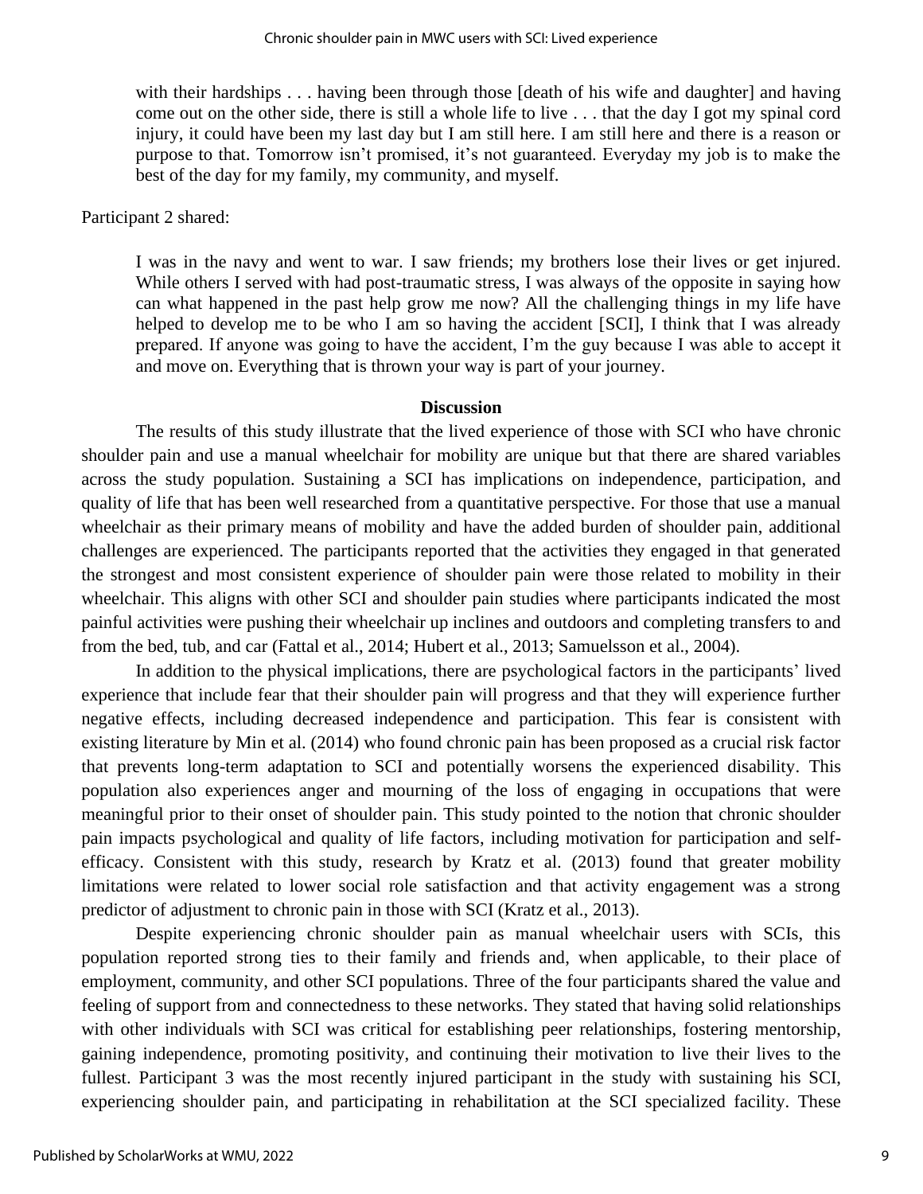> with their hardships . . . having been through those [death of his wife and daughter] and having come out on the other side, there is still a whole life to live . . . that the day I got my spinal cord injury, it could have been my last day but I am still here. I am still here and there is a reason or purpose to that. Tomorrow isn't promised, it's not guaranteed. Everyday my job is to make the best of the day for my family, my community, and myself.

Participant 2 shared:

> I was in the navy and went to war. I saw friends; my brothers lose their lives or get injured. While others I served with had post-traumatic stress, I was always of the opposite in saying how can what happened in the past help grow me now? All the challenging things in my life have helped to develop me to be who I am so having the accident [SCI], I think that I was already prepared. If anyone was going to have the accident, I'm the guy because I was able to accept it and move on. Everything that is thrown your way is part of your journey.

## Discussion

The results of this study illustrate that the lived experience of those with SCI who have chronic shoulder pain and use a manual wheelchair for mobility are unique but that there are shared variables across the study population. Sustaining a SCI has implications on independence, participation, and quality of life that has been well researched from a quantitative perspective. For those that use a manual wheelchair as their primary means of mobility and have the added burden of shoulder pain, additional challenges are experienced. The participants reported that the activities they engaged in that generated the strongest and most consistent experience of shoulder pain were those related to mobility in their wheelchair. This aligns with other SCI and shoulder pain studies where participants indicated the most painful activities were pushing their wheelchair up inclines and outdoors and completing transfers to and from the bed, tub, and car (Fattal et al., 2014; Hubert et al., 2013; Samuelsson et al., 2004).

In addition to the physical implications, there are psychological factors in the participants' lived experience that include fear that their shoulder pain will progress and that they will experience further negative effects, including decreased independence and participation. This fear is consistent with existing literature by Min et al. (2014) who found chronic pain has been proposed as a crucial risk factor that prevents long-term adaptation to SCI and potentially worsens the experienced disability. This population also experiences anger and mourning of the loss of engaging in occupations that were meaningful prior to their onset of shoulder pain. This study pointed to the notion that chronic shoulder pain impacts psychological and quality of life factors, including motivation for participation and self-efficacy. Consistent with this study, research by Kratz et al. (2013) found that greater mobility limitations were related to lower social role satisfaction and that activity engagement was a strong predictor of adjustment to chronic pain in those with SCI (Kratz et al., 2013).

Despite experiencing chronic shoulder pain as manual wheelchair users with SCIs, this population reported strong ties to their family and friends and, when applicable, to their place of employment, community, and other SCI populations. Three of the four participants shared the value and feeling of support from and connectedness to these networks. They stated that having solid relationships with other individuals with SCI was critical for establishing peer relationships, fostering mentorship, gaining independence, promoting positivity, and continuing their motivation to live their lives to the fullest. Participant 3 was the most recently injured participant in the study with sustaining his SCI, experiencing shoulder pain, and participating in rehabilitation at the SCI specialized facility. These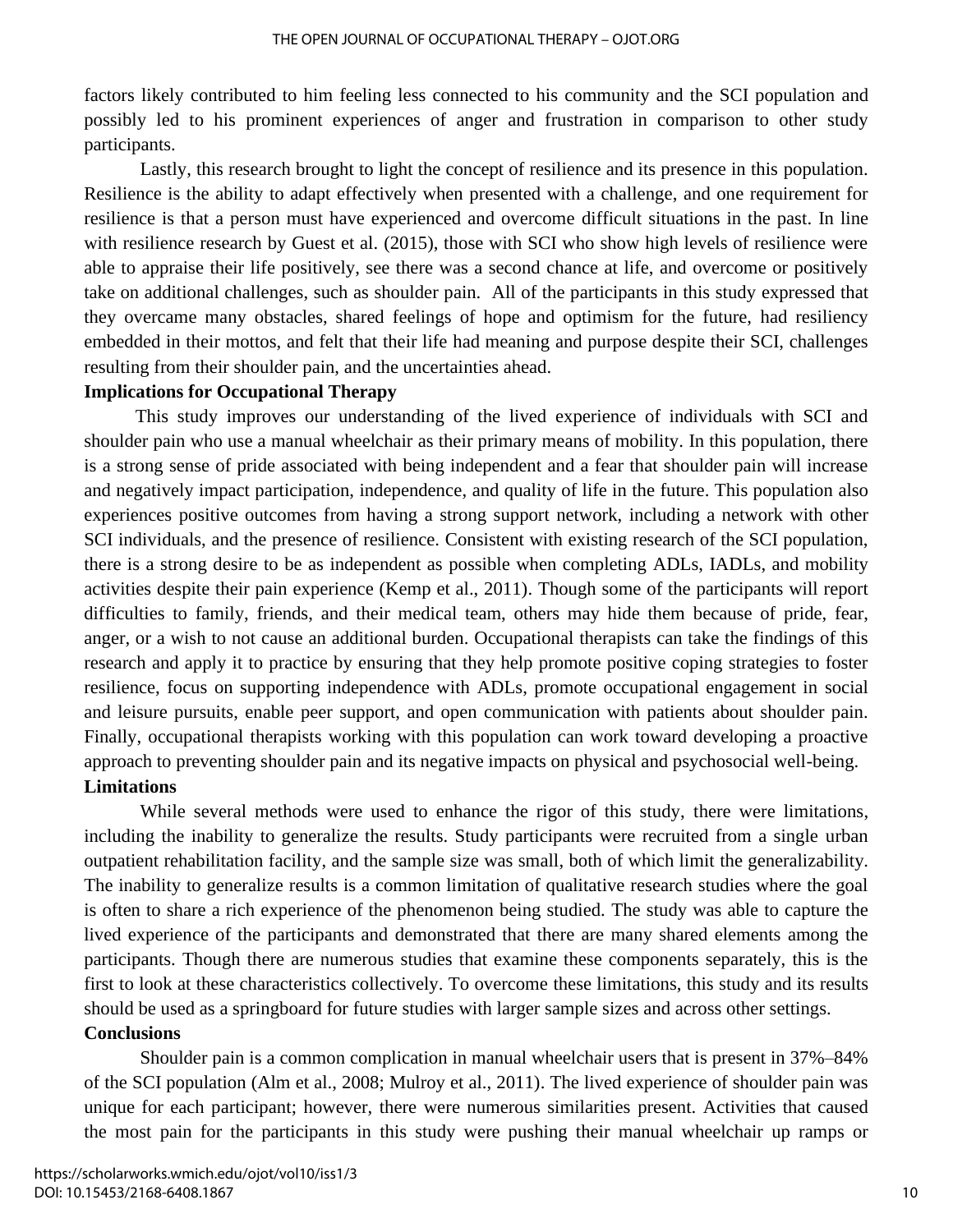factors likely contributed to him feeling less connected to his community and the SCI population and possibly led to his prominent experiences of anger and frustration in comparison to other study participants.

Lastly, this research brought to light the concept of resilience and its presence in this population. Resilience is the ability to adapt effectively when presented with a challenge, and one requirement for resilience is that a person must have experienced and overcome difficult situations in the past. In line with resilience research by Guest et al. (2015), those with SCI who show high levels of resilience were able to appraise their life positively, see there was a second chance at life, and overcome or positively take on additional challenges, such as shoulder pain. All of the participants in this study expressed that they overcame many obstacles, shared feelings of hope and optimism for the future, had resiliency embedded in their mottos, and felt that their life had meaning and purpose despite their SCI, challenges resulting from their shoulder pain, and the uncertainties ahead.

**Implications for Occupational Therapy**

This study improves our understanding of the lived experience of individuals with SCI and shoulder pain who use a manual wheelchair as their primary means of mobility. In this population, there is a strong sense of pride associated with being independent and a fear that shoulder pain will increase and negatively impact participation, independence, and quality of life in the future. This population also experiences positive outcomes from having a strong support network, including a network with other SCI individuals, and the presence of resilience. Consistent with existing research of the SCI population, there is a strong desire to be as independent as possible when completing ADLs, IADLs, and mobility activities despite their pain experience (Kemp et al., 2011). Though some of the participants will report difficulties to family, friends, and their medical team, others may hide them because of pride, fear, anger, or a wish to not cause an additional burden. Occupational therapists can take the findings of this research and apply it to practice by ensuring that they help promote positive coping strategies to foster resilience, focus on supporting independence with ADLs, promote occupational engagement in social and leisure pursuits, enable peer support, and open communication with patients about shoulder pain. Finally, occupational therapists working with this population can work toward developing a proactive approach to preventing shoulder pain and its negative impacts on physical and psychosocial well-being.

**Limitations**

While several methods were used to enhance the rigor of this study, there were limitations, including the inability to generalize the results. Study participants were recruited from a single urban outpatient rehabilitation facility, and the sample size was small, both of which limit the generalizability. The inability to generalize results is a common limitation of qualitative research studies where the goal is often to share a rich experience of the phenomenon being studied. The study was able to capture the lived experience of the participants and demonstrated that there are many shared elements among the participants. Though there are numerous studies that examine these components separately, this is the first to look at these characteristics collectively. To overcome these limitations, this study and its results should be used as a springboard for future studies with larger sample sizes and across other settings.

**Conclusions**

Shoulder pain is a common complication in manual wheelchair users that is present in 37%–84% of the SCI population (Alm et al., 2008; Mulroy et al., 2011). The lived experience of shoulder pain was unique for each participant; however, there were numerous similarities present. Activities that caused the most pain for the participants in this study were pushing their manual wheelchair up ramps or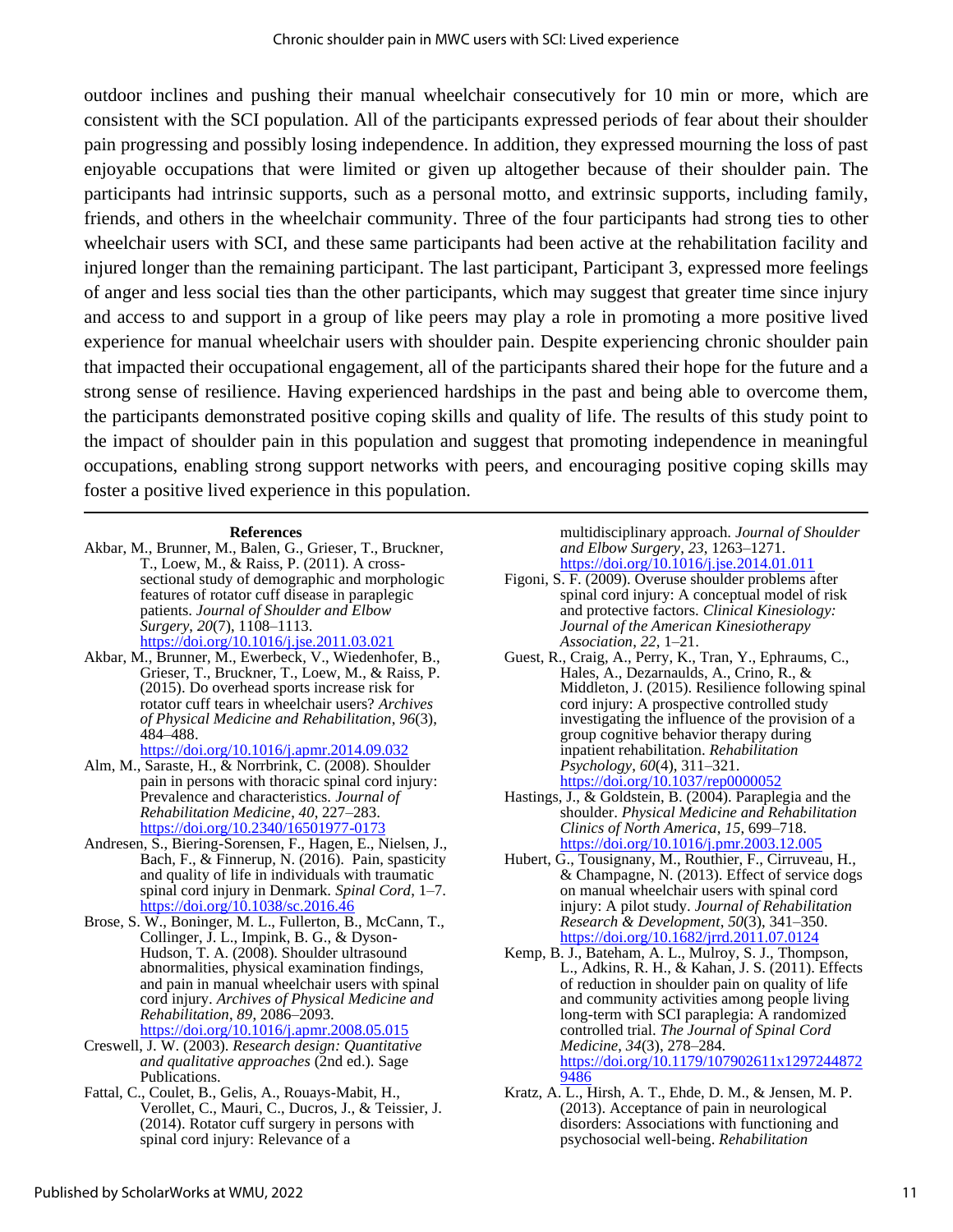outdoor inclines and pushing their manual wheelchair consecutively for 10 min or more, which are consistent with the SCI population. All of the participants expressed periods of fear about their shoulder pain progressing and possibly losing independence. In addition, they expressed mourning the loss of past enjoyable occupations that were limited or given up altogether because of their shoulder pain. The participants had intrinsic supports, such as a personal motto, and extrinsic supports, including family, friends, and others in the wheelchair community. Three of the four participants had strong ties to other wheelchair users with SCI, and these same participants had been active at the rehabilitation facility and injured longer than the remaining participant. The last participant, Participant 3, expressed more feelings of anger and less social ties than the other participants, which may suggest that greater time since injury and access to and support in a group of like peers may play a role in promoting a more positive lived experience for manual wheelchair users with shoulder pain. Despite experiencing chronic shoulder pain that impacted their occupational engagement, all of the participants shared their hope for the future and a strong sense of resilience. Having experienced hardships in the past and being able to overcome them, the participants demonstrated positive coping skills and quality of life. The results of this study point to the impact of shoulder pain in this population and suggest that promoting independence in meaningful occupations, enabling strong support networks with peers, and encouraging positive coping skills may foster a positive lived experience in this population.

## References

Akbar, M., Brunner, M., Balen, G., Grieser, T., Bruckner, T., Loew, M., & Raiss, P. (2011). A cross-sectional study of demographic and morphologic features of rotator cuff disease in paraplegic patients. *Journal of Shoulder and Elbow Surgery*, *20*(7), 1108–1113. https://doi.org/10.1016/j.jse.2011.03.021

Akbar, M., Brunner, M., Ewerbeck, V., Wiedenhofer, B., Grieser, T., Bruckner, T., Loew, M., & Raiss, P. (2015). Do overhead sports increase risk for rotator cuff tears in wheelchair users? *Archives of Physical Medicine and Rehabilitation*, *96*(3), 484–488. https://doi.org/10.1016/j.apmr.2014.09.032

Alm, M., Saraste, H., & Norrbrink, C. (2008). Shoulder pain in persons with thoracic spinal cord injury: Prevalence and characteristics. *Journal of Rehabilitation Medicine*, *40*, 227–283. https://doi.org/10.2340/16501977-0173

Andresen, S., Biering-Sorensen, F., Hagen, E., Nielsen, J., Bach, F., & Finnerup, N. (2016). Pain, spasticity and quality of life in individuals with traumatic spinal cord injury in Denmark. *Spinal Cord*, 1–7. https://doi.org/10.1038/sc.2016.46

Brose, S. W., Boninger, M. L., Fullerton, B., McCann, T., Collinger, J. L., Impink, B. G., & Dyson-Hudson, T. A. (2008). Shoulder ultrasound abnormalities, physical examination findings, and pain in manual wheelchair users with spinal cord injury. *Archives of Physical Medicine and Rehabilitation*, *89*, 2086–2093. https://doi.org/10.1016/j.apmr.2008.05.015

Creswell, J. W. (2003). *Research design: Quantitative and qualitative approaches* (2nd ed.). Sage Publications.

Fattal, C., Coulet, B., Gelis, A., Rouays-Mabit, H., Verollet, C., Mauri, C., Ducros, J., & Teissier, J. (2014). Rotator cuff surgery in persons with spinal cord injury: Relevance of a multidisciplinary approach. *Journal of Shoulder and Elbow Surgery*, *23*, 1263–1271. https://doi.org/10.1016/j.jse.2014.01.011

Figoni, S. F. (2009). Overuse shoulder problems after spinal cord injury: A conceptual model of risk and protective factors. *Clinical Kinesiology: Journal of the American Kinesiotherapy Association*, *22*, 1–21.

Guest, R., Craig, A., Perry, K., Tran, Y., Ephraums, C., Hales, A., Dezarnaulds, A., Crino, R., & Middleton, J. (2015). Resilience following spinal cord injury: A prospective controlled study investigating the influence of the provision of a group cognitive behavior therapy during inpatient rehabilitation. *Rehabilitation Psychology*, *60*(4), 311–321. https://doi.org/10.1037/rep0000052

Hastings, J., & Goldstein, B. (2004). Paraplegia and the shoulder. *Physical Medicine and Rehabilitation Clinics of North America*, *15*, 699–718. https://doi.org/10.1016/j.pmr.2003.12.005

Hubert, G., Tousignany, M., Routhier, F., Cirruveau, H., & Champagne, N. (2013). Effect of service dogs on manual wheelchair users with spinal cord injury: A pilot study. *Journal of Rehabilitation Research & Development*, *50*(3), 341–350. https://doi.org/10.1682/jrrd.2011.07.0124

Kemp, B. J., Bateham, A. L., Mulroy, S. J., Thompson, L., Adkins, R. H., & Kahan, J. S. (2011). Effects of reduction in shoulder pain on quality of life and community activities among people living long-term with SCI paraplegia: A randomized controlled trial. *The Journal of Spinal Cord Medicine*, *34*(3), 278–284. https://doi.org/10.1179/107902611x12972448729486

Kratz, A. L., Hirsh, A. T., Ehde, D. M., & Jensen, M. P. (2013). Acceptance of pain in neurological disorders: Associations with functioning and psychosocial well-being. *Rehabilitation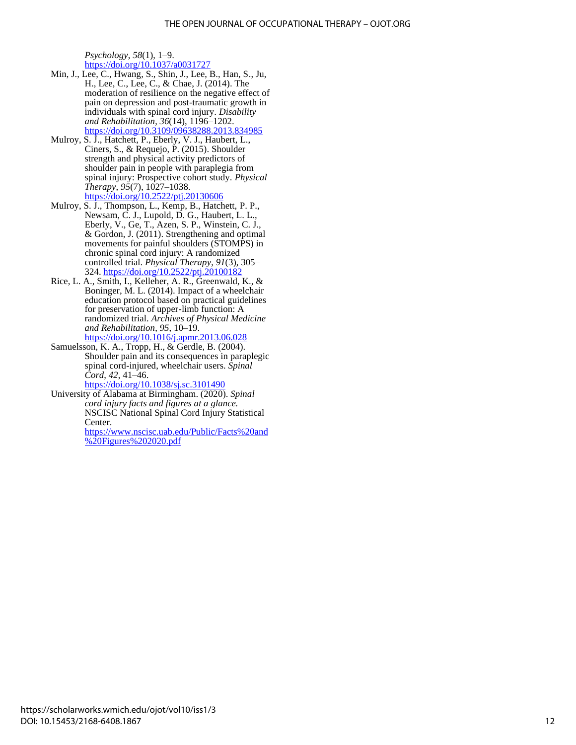*Psychology*, *58*(1), 1–9. https://doi.org/10.1037/a0031727

Min, J., Lee, C., Hwang, S., Shin, J., Lee, B., Han, S., Ju, H., Lee, C., Lee, C., & Chae, J. (2014). The moderation of resilience on the negative effect of pain on depression and post-traumatic growth in individuals with spinal cord injury. *Disability and Rehabilitation*, *36*(14), 1196–1202. https://doi.org/10.3109/09638288.2013.834985

Mulroy, S. J., Hatchett, P., Eberly, V. J., Haubert, L., Ciners, S., & Requejo, P. (2015). Shoulder strength and physical activity predictors of shoulder pain in people with paraplegia from spinal injury: Prospective cohort study. *Physical Therapy*, *95*(7), 1027–1038. https://doi.org/10.2522/ptj.20130606

Mulroy, S. J., Thompson, L., Kemp, B., Hatchett, P. P., Newsam, C. J., Lupold, D. G., Haubert, L. L., Eberly, V., Ge, T., Azen, S. P., Winstein, C. J., & Gordon, J. (2011). Strengthening and optimal movements for painful shoulders (STOMPS) in chronic spinal cord injury: A randomized controlled trial. *Physical Therapy*, *91*(3), 305–324. https://doi.org/10.2522/ptj.20100182

Rice, L. A., Smith, I., Kelleher, A. R., Greenwald, K., & Boninger, M. L. (2014). Impact of a wheelchair education protocol based on practical guidelines for preservation of upper-limb function: A randomized trial. *Archives of Physical Medicine and Rehabilitation*, *95*, 10–19. https://doi.org/10.1016/j.apmr.2013.06.028

Samuelsson, K. A., Tropp, H., & Gerdle, B. (2004). Shoulder pain and its consequences in paraplegic spinal cord-injured, wheelchair users. *Spinal Cord*, *42*, 41–46. https://doi.org/10.1038/sj.sc.3101490

University of Alabama at Birmingham. (2020). *Spinal cord injury facts and figures at a glance.* NSCISC National Spinal Cord Injury Statistical Center. https://www.nscisc.uab.edu/Public/Facts%20and%20Figures%202020.pdf